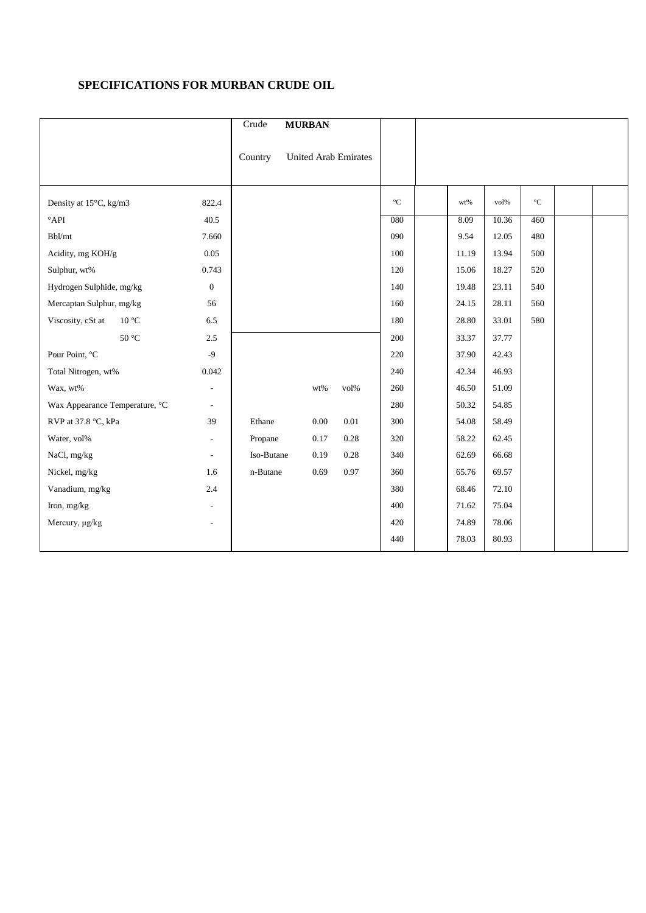# SPECIFICATIONS FOR MURBAN CRUDE OIL

| | | Crude **MURBAN** Country United Arab Emirates | | | | | | | | | |
|---|---|---|---|---|---|---|---|---|---|---|---|
| Density at 15°C, kg/m3 | 822.4 | | | | °C | | wt% | vol% | °C | | |
| °API | 40.5 | | | | 080 | | 8.09 | 10.36 | 460 | | |
| Bbl/mt | 7.660 | | | | 090 | | 9.54 | 12.05 | 480 | | |
| Acidity, mg KOH/g | 0.05 | | | | 100 | | 11.19 | 13.94 | 500 | | |
| Sulphur, wt% | 0.743 | | | | 120 | | 15.06 | 18.27 | 520 | | |
| Hydrogen Sulphide, mg/kg | 0 | | | | 140 | | 19.48 | 23.11 | 540 | | |
| Mercaptan Sulphur, mg/kg | 56 | | | | 160 | | 24.15 | 28.11 | 560 | | |
| Viscosity, cSt at 10 °C | 6.5 | | | | 180 | | 28.80 | 33.01 | 580 | | |
| 50 °C | 2.5 | | | | 200 | | 33.37 | 37.77 | | | |
| Pour Point, °C | -9 | | | | 220 | | 37.90 | 42.43 | | | |
| Total Nitrogen, wt% | 0.042 | | | | 240 | | 42.34 | 46.93 | | | |
| Wax, wt% | - | | wt% | vol% | 260 | | 46.50 | 51.09 | | | |
| Wax Appearance Temperature, °C | - | | | | 280 | | 50.32 | 54.85 | | | |
| RVP at 37.8 °C, kPa | 39 | Ethane | 0.00 | 0.01 | 300 | | 54.08 | 58.49 | | | |
| Water, vol% | - | Propane | 0.17 | 0.28 | 320 | | 58.22 | 62.45 | | | |
| NaCl, mg/kg | - | Iso-Butane | 0.19 | 0.28 | 340 | | 62.69 | 66.68 | | | |
| Nickel, mg/kg | 1.6 | n-Butane | 0.69 | 0.97 | 360 | | 65.76 | 69.57 | | | |
| Vanadium, mg/kg | 2.4 | | | | 380 | | 68.46 | 72.10 | | | |
| Iron, mg/kg | - | | | | 400 | | 71.62 | 75.04 | | | |
| Mercury, µg/kg | - | | | | 420 | | 74.89 | 78.06 | | | |
| | | | | | 440 | | 78.03 | 80.93 | | | |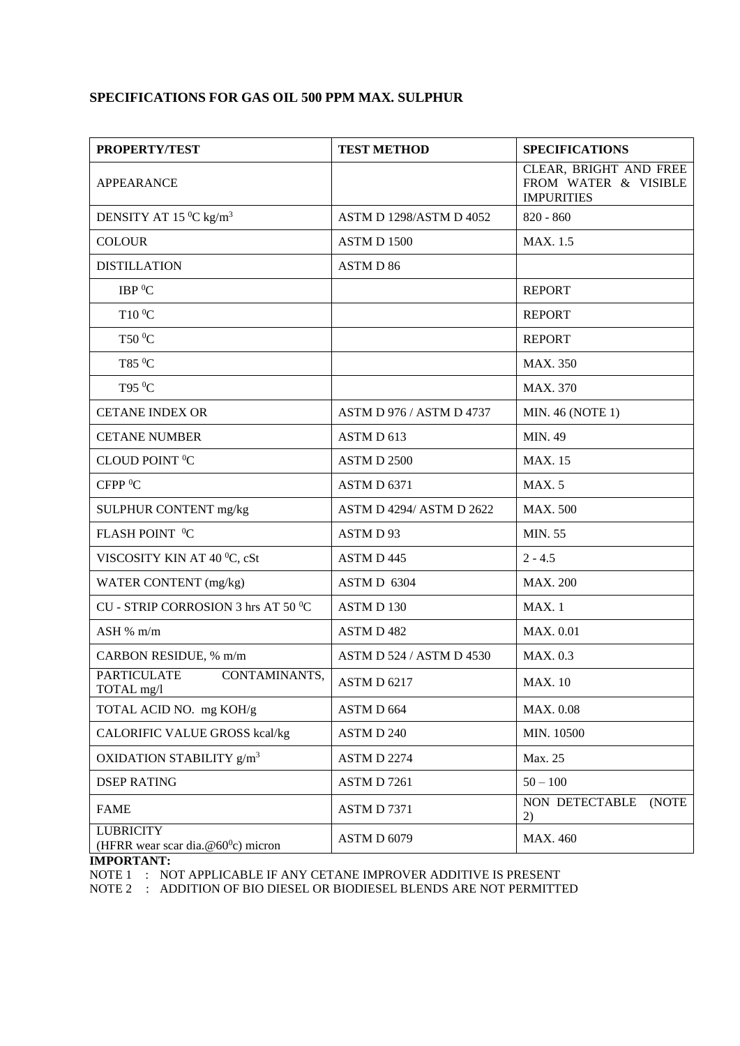**SPECIFICATIONS FOR GAS OIL 500 PPM MAX. SULPHUR**

| PROPERTY/TEST | TEST METHOD | SPECIFICATIONS |
|---|---|---|
| APPEARANCE | | CLEAR, BRIGHT AND FREE FROM WATER & VISIBLE IMPURITIES |
| DENSITY AT 15 $^0$C kg/m$^3$ | ASTM D 1298/ASTM D 4052 | 820 - 860 |
| COLOUR | ASTM D 1500 | MAX. 1.5 |
| DISTILLATION | ASTM D 86 | |
| IBP $^0$C | | REPORT |
| T10 $^0$C | | REPORT |
| T50 $^0$C | | REPORT |
| T85 $^0$C | | MAX. 350 |
| T95 $^0$C | | MAX. 370 |
| CETANE INDEX OR | ASTM D 976 / ASTM D 4737 | MIN. 46 (NOTE 1) |
| CETANE NUMBER | ASTM D 613 | MIN. 49 |
| CLOUD POINT $^0$C | ASTM D 2500 | MAX. 15 |
| CFPP $^0$C | ASTM D 6371 | MAX. 5 |
| SULPHUR CONTENT mg/kg | ASTM D 4294/ ASTM D 2622 | MAX. 500 |
| FLASH POINT $^0$C | ASTM D 93 | MIN. 55 |
| VISCOSITY KIN AT 40 $^0$C, cSt | ASTM D 445 | 2 - 4.5 |
| WATER CONTENT (mg/kg) | ASTM D 6304 | MAX. 200 |
| CU - STRIP CORROSION 3 hrs AT 50 $^0$C | ASTM D 130 | MAX. 1 |
| ASH % m/m | ASTM D 482 | MAX. 0.01 |
| CARBON RESIDUE, % m/m | ASTM D 524 / ASTM D 4530 | MAX. 0.3 |
| PARTICULATE CONTAMINANTS, TOTAL mg/l | ASTM D 6217 | MAX. 10 |
| TOTAL ACID NO. mg KOH/g | ASTM D 664 | MAX. 0.08 |
| CALORIFIC VALUE GROSS kcal/kg | ASTM D 240 | MIN. 10500 |
| OXIDATION STABILITY g/m$^3$ | ASTM D 2274 | Max. 25 |
| DSEP RATING | ASTM D 7261 | 50 – 100 |
| FAME | ASTM D 7371 | NON DETECTABLE (NOTE 2) |
| LUBRICITY (HFRR wear scar dia.@60$^0$c) micron | ASTM D 6079 | MAX. 460 |

**IMPORTANT:**

NOTE 1 : NOT APPLICABLE IF ANY CETANE IMPROVER ADDITIVE IS PRESENT

NOTE 2 : ADDITION OF BIO DIESEL OR BIODIESEL BLENDS ARE NOT PERMITTED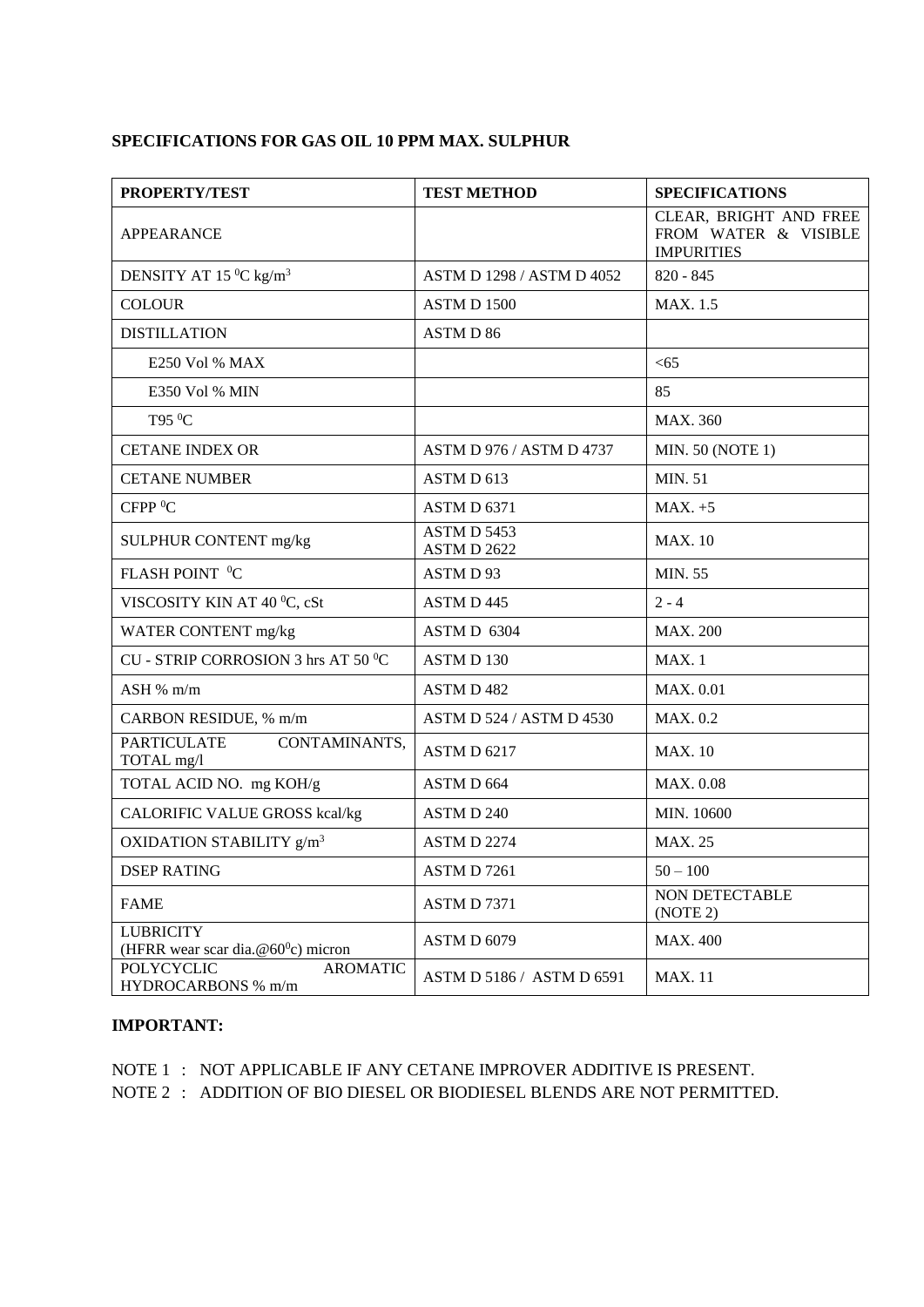**SPECIFICATIONS FOR GAS OIL 10 PPM MAX. SULPHUR**

| PROPERTY/TEST | TEST METHOD | SPECIFICATIONS |
|---|---|---|
| APPEARANCE | | CLEAR, BRIGHT AND FREE FROM WATER & VISIBLE IMPURITIES |
| DENSITY AT 15 $^0$C kg/m$^3$ | ASTM D 1298 / ASTM D 4052 | 820 - 845 |
| COLOUR | ASTM D 1500 | MAX. 1.5 |
| DISTILLATION | ASTM D 86 | |
| E250 Vol % MAX | | <65 |
| E350 Vol % MIN | | 85 |
| T95 $^0$C | | MAX. 360 |
| CETANE INDEX OR | ASTM D 976 / ASTM D 4737 | MIN. 50 (NOTE 1) |
| CETANE NUMBER | ASTM D 613 | MIN. 51 |
| CFPP $^0$C | ASTM D 6371 | MAX. +5 |
| SULPHUR CONTENT mg/kg | ASTM D 5453<br>ASTM D 2622 | MAX. 10 |
| FLASH POINT $^0$C | ASTM D 93 | MIN. 55 |
| VISCOSITY KIN AT 40 $^0$C, cSt | ASTM D 445 | 2 - 4 |
| WATER CONTENT mg/kg | ASTM D 6304 | MAX. 200 |
| CU - STRIP CORROSION 3 hrs AT 50 $^0$C | ASTM D 130 | MAX. 1 |
| ASH % m/m | ASTM D 482 | MAX. 0.01 |
| CARBON RESIDUE, % m/m | ASTM D 524 / ASTM D 4530 | MAX. 0.2 |
| PARTICULATE CONTAMINANTS, TOTAL mg/l | ASTM D 6217 | MAX. 10 |
| TOTAL ACID NO. mg KOH/g | ASTM D 664 | MAX. 0.08 |
| CALORIFIC VALUE GROSS kcal/kg | ASTM D 240 | MIN. 10600 |
| OXIDATION STABILITY g/m$^3$ | ASTM D 2274 | MAX. 25 |
| DSEP RATING | ASTM D 7261 | 50 – 100 |
| FAME | ASTM D 7371 | NON DETECTABLE (NOTE 2) |
| LUBRICITY (HFRR wear scar dia.@60$^0$c) micron | ASTM D 6079 | MAX. 400 |
| POLYCYCLIC AROMATIC HYDROCARBONS % m/m | ASTM D 5186 / ASTM D 6591 | MAX. 11 |

**IMPORTANT:**

NOTE 1 : NOT APPLICABLE IF ANY CETANE IMPROVER ADDITIVE IS PRESENT.

NOTE 2 : ADDITION OF BIO DIESEL OR BIODIESEL BLENDS ARE NOT PERMITTED.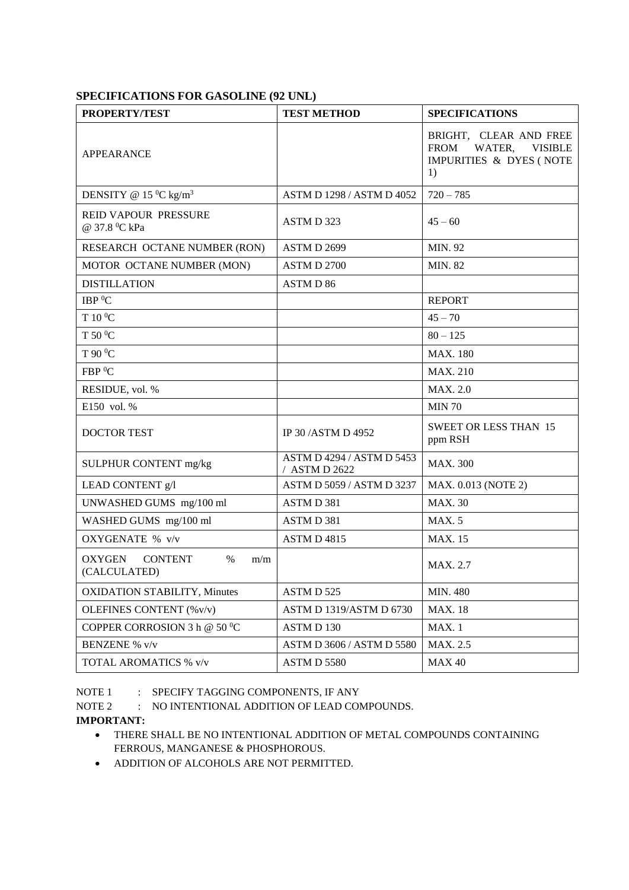**SPECIFICATIONS FOR GASOLINE (92 UNL)**

| PROPERTY/TEST | TEST METHOD | SPECIFICATIONS |
|---|---|---|
| APPEARANCE | | BRIGHT, CLEAR AND FREE FROM WATER, VISIBLE IMPURITIES & DYES ( NOTE 1) |
| DENSITY @ 15 $^0$C kg/m$^3$ | ASTM D 1298 / ASTM D 4052 | 720 – 785 |
| REID VAPOUR PRESSURE @ 37.8 $^0$C kPa | ASTM D 323 | 45 – 60 |
| RESEARCH OCTANE NUMBER (RON) | ASTM D 2699 | MIN. 92 |
| MOTOR OCTANE NUMBER (MON) | ASTM D 2700 | MIN. 82 |
| DISTILLATION | ASTM D 86 | |
| IBP $^0$C | | REPORT |
| T 10 $^0$C | | 45 – 70 |
| T 50 $^0$C | | 80 – 125 |
| T 90 $^0$C | | MAX. 180 |
| FBP $^0$C | | MAX. 210 |
| RESIDUE, vol. % | | MAX. 2.0 |
| E150 vol. % | | MIN 70 |
| DOCTOR TEST | IP 30 /ASTM D 4952 | SWEET OR LESS THAN 15 ppm RSH |
| SULPHUR CONTENT mg/kg | ASTM D 4294 / ASTM D 5453 / ASTM D 2622 | MAX. 300 |
| LEAD CONTENT g/l | ASTM D 5059 / ASTM D 3237 | MAX. 0.013 (NOTE 2) |
| UNWASHED GUMS mg/100 ml | ASTM D 381 | MAX. 30 |
| WASHED GUMS mg/100 ml | ASTM D 381 | MAX. 5 |
| OXYGENATE % v/v | ASTM D 4815 | MAX. 15 |
| OXYGEN CONTENT % m/m (CALCULATED) | | MAX. 2.7 |
| OXIDATION STABILITY, Minutes | ASTM D 525 | MIN. 480 |
| OLEFINES CONTENT (%v/v) | ASTM D 1319/ASTM D 6730 | MAX. 18 |
| COPPER CORROSION 3 h @ 50 $^0$C | ASTM D 130 | MAX. 1 |
| BENZENE % v/v | ASTM D 3606 / ASTM D 5580 | MAX. 2.5 |
| TOTAL AROMATICS % v/v | ASTM D 5580 | MAX 40 |

NOTE 1 : SPECIFY TAGGING COMPONENTS, IF ANY

NOTE 2 : NO INTENTIONAL ADDITION OF LEAD COMPOUNDS.

**IMPORTANT:**

- THERE SHALL BE NO INTENTIONAL ADDITION OF METAL COMPOUNDS CONTAINING FERROUS, MANGANESE & PHOSPHOROUS.
- ADDITION OF ALCOHOLS ARE NOT PERMITTED.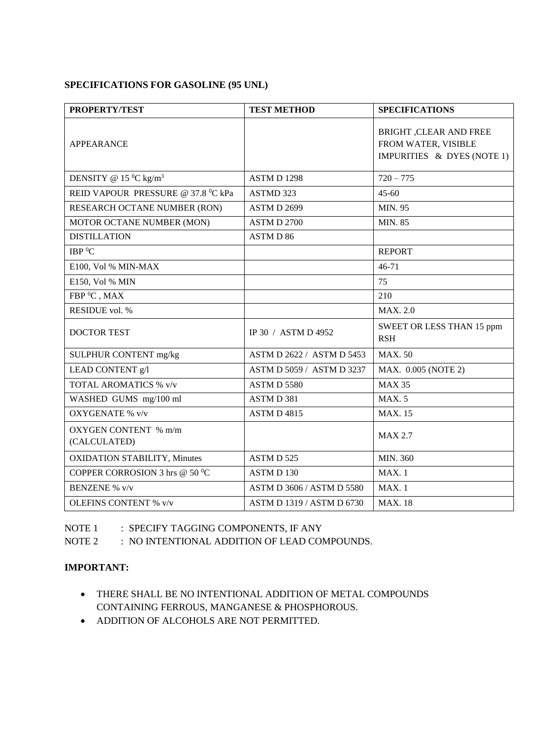**SPECIFICATIONS FOR GASOLINE (95 UNL)**

| PROPERTY/TEST | TEST METHOD | SPECIFICATIONS |
|---|---|---|
| APPEARANCE | | BRIGHT ,CLEAR AND FREE FROM WATER, VISIBLE IMPURITIES & DYES (NOTE 1) |
| DENSITY @ 15 $^0$C kg/m$^3$ | ASTM D 1298 | 720 – 775 |
| REID VAPOUR PRESSURE @ 37.8 $^0$C kPa | ASTMD 323 | 45-60 |
| RESEARCH OCTANE NUMBER (RON) | ASTM D 2699 | MIN. 95 |
| MOTOR OCTANE NUMBER (MON) | ASTM D 2700 | MIN. 85 |
| DISTILLATION | ASTM D 86 | |
| IBP $^0$C | | REPORT |
| E100, Vol % MIN-MAX | | 46-71 |
| E150, Vol % MIN | | 75 |
| FBP $^0$C , MAX | | 210 |
| RESIDUE vol. % | | MAX. 2.0 |
| DOCTOR TEST | IP 30 / ASTM D 4952 | SWEET OR LESS THAN 15 ppm RSH |
| SULPHUR CONTENT mg/kg | ASTM D 2622 / ASTM D 5453 | MAX. 50 |
| LEAD CONTENT g/l | ASTM D 5059 / ASTM D 3237 | MAX. 0.005 (NOTE 2) |
| TOTAL AROMATICS % v/v | ASTM D 5580 | MAX 35 |
| WASHED GUMS mg/100 ml | ASTM D 381 | MAX. 5 |
| OXYGENATE % v/v | ASTM D 4815 | MAX. 15 |
| OXYGEN CONTENT % m/m (CALCULATED) | | MAX 2.7 |
| OXIDATION STABILITY, Minutes | ASTM D 525 | MIN. 360 |
| COPPER CORROSION 3 hrs @ 50 $^0$C | ASTM D 130 | MAX. 1 |
| BENZENE % v/v | ASTM D 3606 / ASTM D 5580 | MAX. 1 |
| OLEFINS CONTENT % v/v | ASTM D 1319 / ASTM D 6730 | MAX. 18 |

NOTE 1 : SPECIFY TAGGING COMPONENTS, IF ANY

NOTE 2 : NO INTENTIONAL ADDITION OF LEAD COMPOUNDS.

**IMPORTANT:**

- THERE SHALL BE NO INTENTIONAL ADDITION OF METAL COMPOUNDS CONTAINING FERROUS, MANGANESE & PHOSPHOROUS.
- ADDITION OF ALCOHOLS ARE NOT PERMITTED.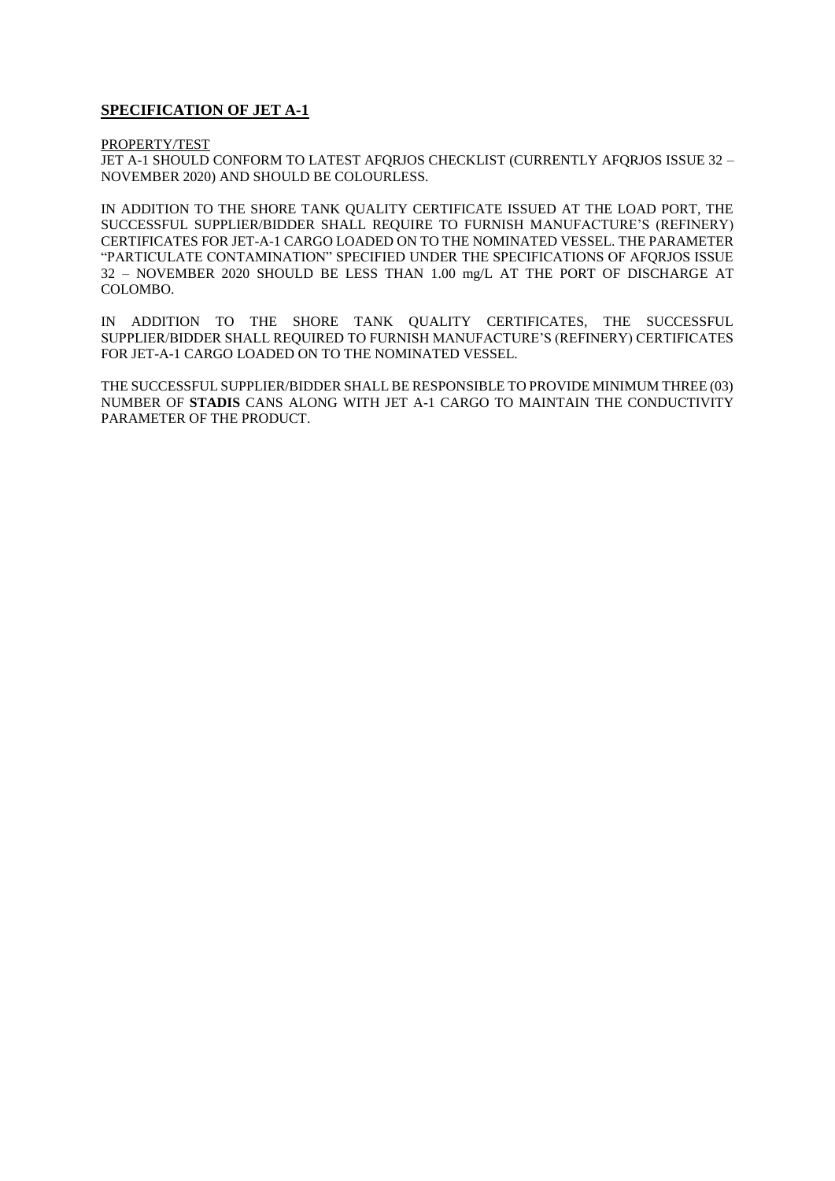## SPECIFICATION OF JET A-1

PROPERTY/TEST

JET A-1 SHOULD CONFORM TO LATEST AFQRJOS CHECKLIST (CURRENTLY AFQRJOS ISSUE 32 – NOVEMBER 2020) AND SHOULD BE COLOURLESS.

IN ADDITION TO THE SHORE TANK QUALITY CERTIFICATE ISSUED AT THE LOAD PORT, THE SUCCESSFUL SUPPLIER/BIDDER SHALL REQUIRE TO FURNISH MANUFACTURE'S (REFINERY) CERTIFICATES FOR JET-A-1 CARGO LOADED ON TO THE NOMINATED VESSEL. THE PARAMETER "PARTICULATE CONTAMINATION" SPECIFIED UNDER THE SPECIFICATIONS OF AFQRJOS ISSUE 32 – NOVEMBER 2020 SHOULD BE LESS THAN 1.00 mg/L AT THE PORT OF DISCHARGE AT COLOMBO.

IN ADDITION TO THE SHORE TANK QUALITY CERTIFICATES, THE SUCCESSFUL SUPPLIER/BIDDER SHALL REQUIRED TO FURNISH MANUFACTURE'S (REFINERY) CERTIFICATES FOR JET-A-1 CARGO LOADED ON TO THE NOMINATED VESSEL.

THE SUCCESSFUL SUPPLIER/BIDDER SHALL BE RESPONSIBLE TO PROVIDE MINIMUM THREE (03) NUMBER OF **STADIS** CANS ALONG WITH JET A-1 CARGO TO MAINTAIN THE CONDUCTIVITY PARAMETER OF THE PRODUCT.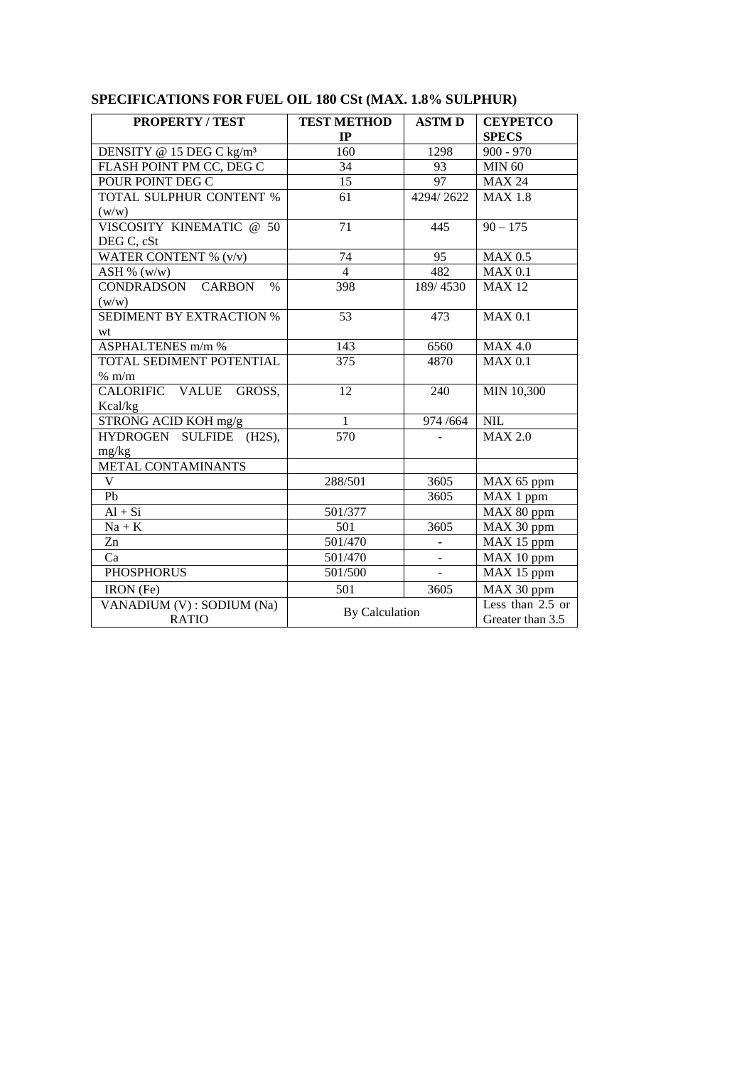## SPECIFICATIONS FOR FUEL OIL 180 CSt (MAX. 1.8% SULPHUR)

| PROPERTY / TEST | TEST METHOD IP | ASTM D | CEYPETCO SPECS |
|---|---|---|---|
| DENSITY @ 15 DEG C kg/m³ | 160 | 1298 | 900 - 970 |
| FLASH POINT PM CC, DEG C | 34 | 93 | MIN 60 |
| POUR POINT DEG C | 15 | 97 | MAX 24 |
| TOTAL SULPHUR CONTENT % (w/w) | 61 | 4294/ 2622 | MAX 1.8 |
| VISCOSITY KINEMATIC @ 50 DEG C, cSt | 71 | 445 | 90 – 175 |
| WATER CONTENT % (v/v) | 74 | 95 | MAX 0.5 |
| ASH % (w/w) | 4 | 482 | MAX 0.1 |
| CONDRADSON CARBON % (w/w) | 398 | 189/ 4530 | MAX 12 |
| SEDIMENT BY EXTRACTION % wt | 53 | 473 | MAX 0.1 |
| ASPHALTENES m/m % | 143 | 6560 | MAX 4.0 |
| TOTAL SEDIMENT POTENTIAL % m/m | 375 | 4870 | MAX 0.1 |
| CALORIFIC VALUE GROSS, Kcal/kg | 12 | 240 | MIN 10,300 |
| STRONG ACID KOH mg/g | 1 | 974 /664 | NIL |
| HYDROGEN SULFIDE (H2S), mg/kg | 570 | - | MAX 2.0 |
| METAL CONTAMINANTS | | | |
| V | 288/501 | 3605 | MAX 65 ppm |
| Pb | | 3605 | MAX 1 ppm |
| Al + Si | 501/377 | | MAX 80 ppm |
| Na + K | 501 | 3605 | MAX 30 ppm |
| Zn | 501/470 | - | MAX 15 ppm |
| Ca | 501/470 | - | MAX 10 ppm |
| PHOSPHORUS | 501/500 | - | MAX 15 ppm |
| IRON (Fe) | 501 | 3605 | MAX 30 ppm |
| VANADIUM (V) : SODIUM (Na) RATIO | By Calculation | | Less than 2.5 or Greater than 3.5 |